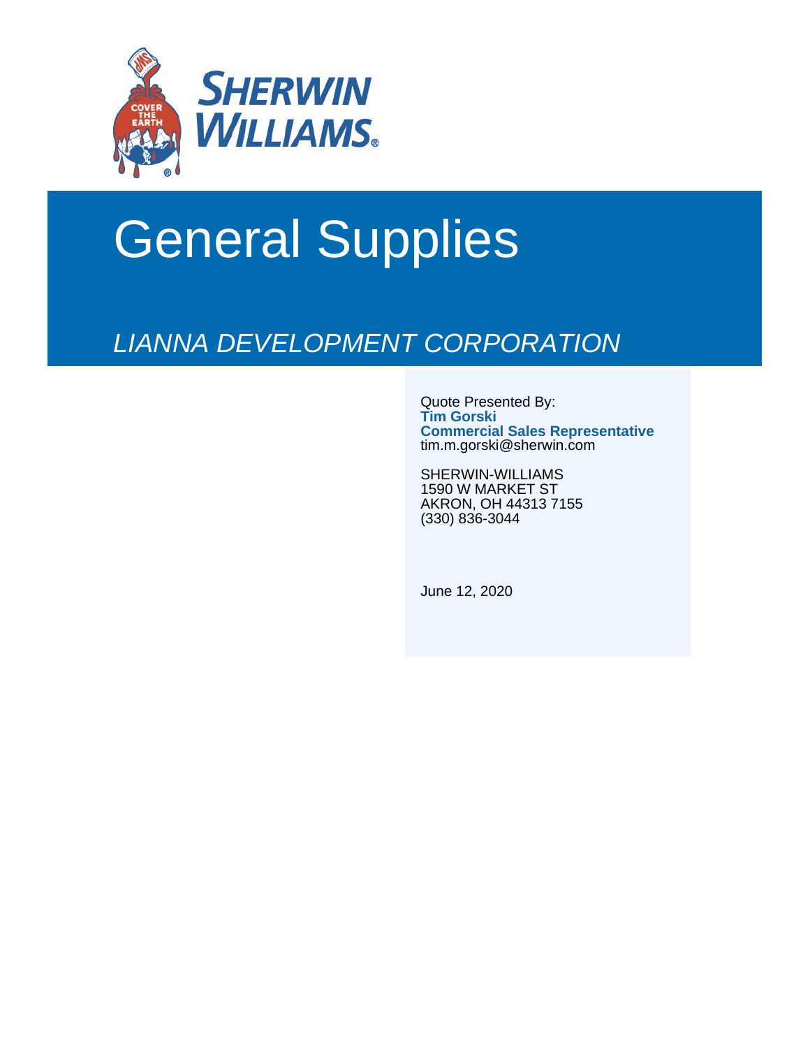# General Supplies

*LIANNA DEVELOPMENT CORPORATION*

Quote Presented By:
**Tim Gorski**
**Commercial Sales Representative**
tim.m.gorski@sherwin.com

SHERWIN-WILLIAMS
1590 W MARKET ST
AKRON, OH 44313 7155
(330) 836-3044

June 12, 2020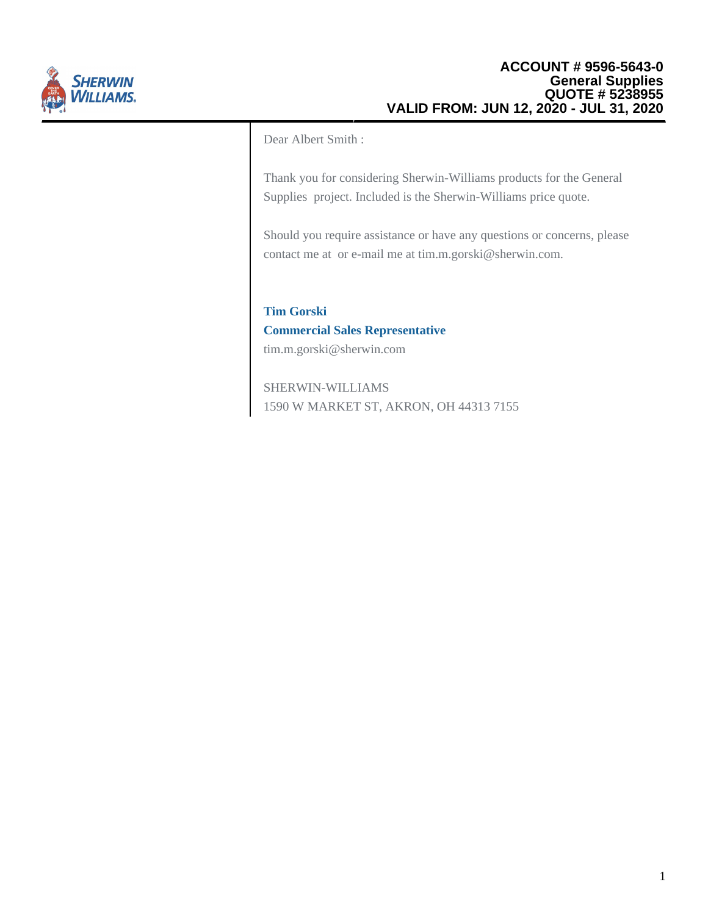**ACCOUNT # 9596-5643-0**
**General Supplies**
**QUOTE # 5238955**
**VALID FROM: JUN 12, 2020 - JUL 31, 2020**

Dear Albert Smith :

Thank you for considering Sherwin-Williams products for the General Supplies project. Included is the Sherwin-Williams price quote.

Should you require assistance or have any questions or concerns, please contact me at or e-mail me at tim.m.gorski@sherwin.com.

**Tim Gorski**
**Commercial Sales Representative**
tim.m.gorski@sherwin.com

SHERWIN-WILLIAMS
1590 W MARKET ST, AKRON, OH 44313 7155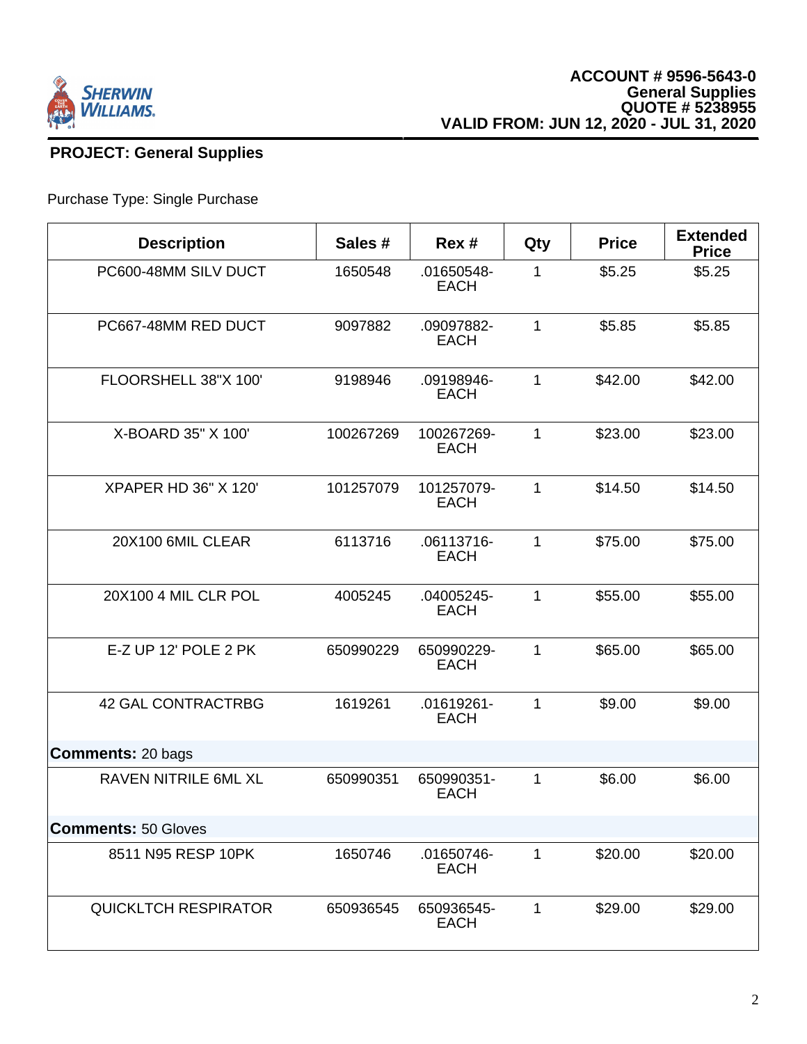**ACCOUNT # 9596-5643-0**
**General Supplies**
**QUOTE # 5238955**
**VALID FROM: JUN 12, 2020 - JUL 31, 2020**

## PROJECT: General Supplies

Purchase Type: Single Purchase

| Description | Sales # | Rex # | Qty | Price | Extended Price |
|---|---|---|---|---|---|
| PC600-48MM SILV DUCT | 1650548 | .01650548-EACH | 1 | $5.25 | $5.25 |
| PC667-48MM RED DUCT | 9097882 | .09097882-EACH | 1 | $5.85 | $5.85 |
| FLOORSHELL 38"X 100' | 9198946 | .09198946-EACH | 1 | $42.00 | $42.00 |
| X-BOARD 35" X 100' | 100267269 | 100267269-EACH | 1 | $23.00 | $23.00 |
| XPAPER HD 36" X 120' | 101257079 | 101257079-EACH | 1 | $14.50 | $14.50 |
| 20X100 6MIL CLEAR | 6113716 | .06113716-EACH | 1 | $75.00 | $75.00 |
| 20X100 4 MIL CLR POL | 4005245 | .04005245-EACH | 1 | $55.00 | $55.00 |
| E-Z UP 12' POLE 2 PK | 650990229 | 650990229-EACH | 1 | $65.00 | $65.00 |
| 42 GAL CONTRACTRBG | 1619261 | .01619261-EACH | 1 | $9.00 | $9.00 |
| **Comments:** 20 bags | | | | | |
| RAVEN NITRILE 6ML XL | 650990351 | 650990351-EACH | 1 | $6.00 | $6.00 |
| **Comments:** 50 Gloves | | | | | |
| 8511 N95 RESP 10PK | 1650746 | .01650746-EACH | 1 | $20.00 | $20.00 |
| QUICKLTCH RESPIRATOR | 650936545 | 650936545-EACH | 1 | $29.00 | $29.00 |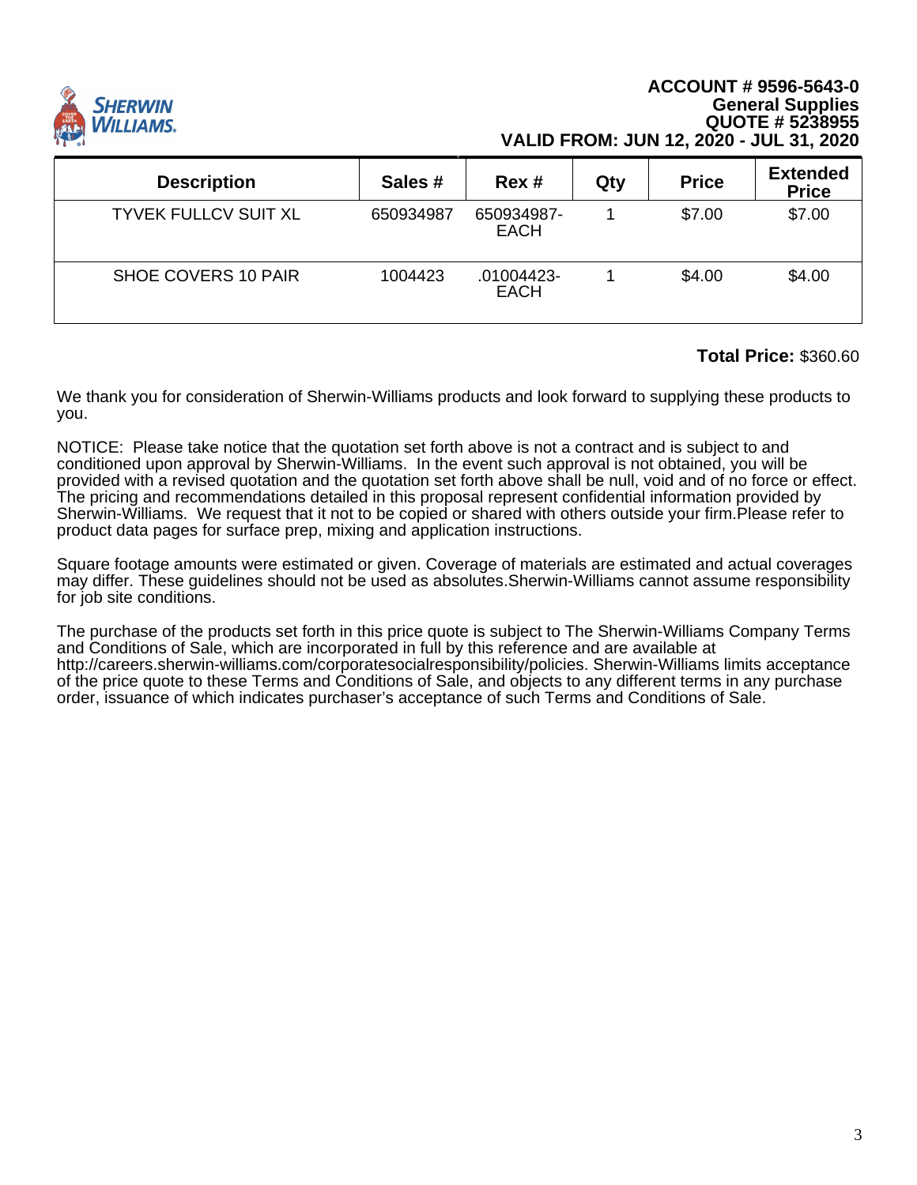**ACCOUNT # 9596-5643-0**
**General Supplies**
**QUOTE # 5238955**
**VALID FROM: JUN 12, 2020 - JUL 31, 2020**

| Description | Sales # | Rex # | Qty | Price | Extended Price |
|---|---|---|---|---|---|
| TYVEK FULLCV SUIT XL | 650934987 | 650934987-EACH | 1 | $7.00 | $7.00 |
| SHOE COVERS 10 PAIR | 1004423 | .01004423-EACH | 1 | $4.00 | $4.00 |

**Total Price:** $360.60

We thank you for consideration of Sherwin-Williams products and look forward to supplying these products to you.

NOTICE: Please take notice that the quotation set forth above is not a contract and is subject to and conditioned upon approval by Sherwin-Williams. In the event such approval is not obtained, you will be provided with a revised quotation and the quotation set forth above shall be null, void and of no force or effect. The pricing and recommendations detailed in this proposal represent confidential information provided by Sherwin-Williams. We request that it not to be copied or shared with others outside your firm.Please refer to product data pages for surface prep, mixing and application instructions.

Square footage amounts were estimated or given. Coverage of materials are estimated and actual coverages may differ. These guidelines should not be used as absolutes.Sherwin-Williams cannot assume responsibility for job site conditions.

The purchase of the products set forth in this price quote is subject to The Sherwin-Williams Company Terms and Conditions of Sale, which are incorporated in full by this reference and are available at http://careers.sherwin-williams.com/corporatesocialresponsibility/policies. Sherwin-Williams limits acceptance of the price quote to these Terms and Conditions of Sale, and objects to any different terms in any purchase order, issuance of which indicates purchaser's acceptance of such Terms and Conditions of Sale.